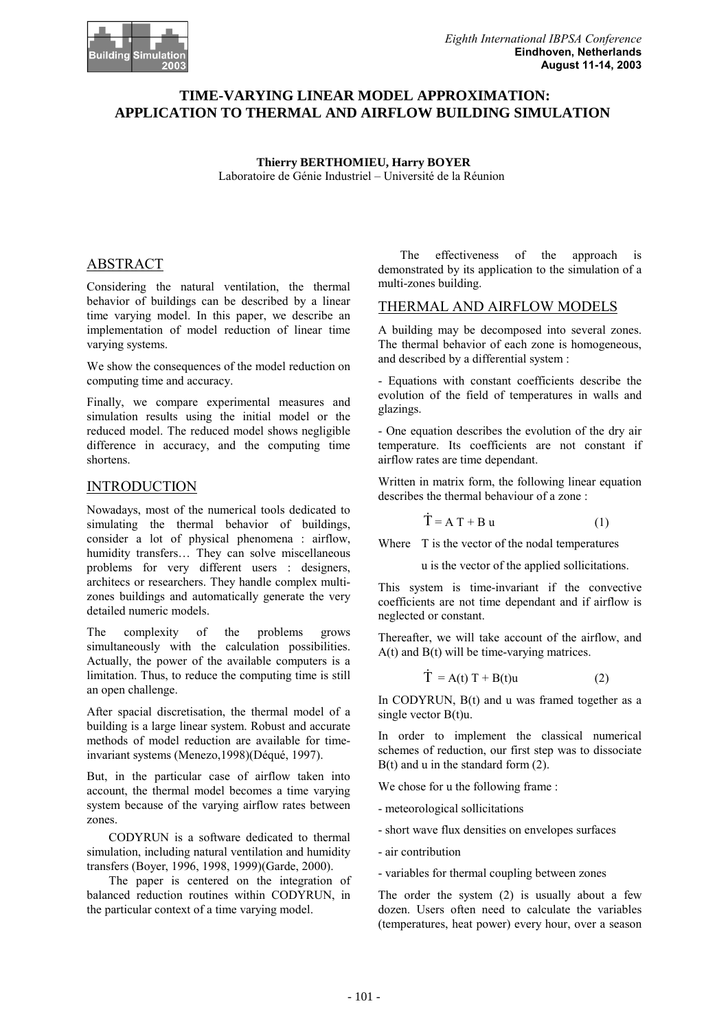# TIME-VARYING LINEAR MODEL APPROXIMATION: APPLICATION TO THERMAL AND AIRFLOW BUILDING SIMULATION

**Thierry BERTHOMIEU, Harry BOYER**
Laboratoire de Génie Industriel – Université de la Réunion

## ABSTRACT

Considering the natural ventilation, the thermal behavior of buildings can be described by a linear time varying model. In this paper, we describe an implementation of model reduction of linear time varying systems.

We show the consequences of the model reduction on computing time and accuracy.

Finally, we compare experimental measures and simulation results using the initial model or the reduced model. The reduced model shows negligible difference in accuracy, and the computing time shortens.

## INTRODUCTION

Nowadays, most of the numerical tools dedicated to simulating the thermal behavior of buildings, consider a lot of physical phenomena : airflow, humidity transfers… They can solve miscellaneous problems for very different users : designers, architecs or researchers. They handle complex multi-zones buildings and automatically generate the very detailed numeric models.

The complexity of the problems grows simultaneously with the calculation possibilities. Actually, the power of the available computers is a limitation. Thus, to reduce the computing time is still an open challenge.

After spacial discretisation, the thermal model of a building is a large linear system. Robust and accurate methods of model reduction are available for time-invariant systems (Menezo,1998)(Déqué, 1997).

But, in the particular case of airflow taken into account, the thermal model becomes a time varying system because of the varying airflow rates between zones.

CODYRUN is a software dedicated to thermal simulation, including natural ventilation and humidity transfers (Boyer, 1996, 1998, 1999)(Garde, 2000).

The paper is centered on the integration of balanced reduction routines within CODYRUN, in the particular context of a time varying model.

The effectiveness of the approach is demonstrated by its application to the simulation of a multi-zones building.

## THERMAL AND AIRFLOW MODELS

A building may be decomposed into several zones. The thermal behavior of each zone is homogeneous, and described by a differential system :

- Equations with constant coefficients describe the evolution of the field of temperatures in walls and glazings.

- One equation describes the evolution of the dry air temperature. Its coefficients are not constant if airflow rates are time dependant.

Written in matrix form, the following linear equation describes the thermal behaviour of a zone :

$$\dot{T} = A\,T + B\,u \qquad (1)$$

Where T is the vector of the nodal temperatures

u is the vector of the applied sollicitations.

This system is time-invariant if the convective coefficients are not time dependant and if airflow is neglected or constant.

Thereafter, we will take account of the airflow, and A(t) and B(t) will be time-varying matrices.

$$\dot{T} = A(t)\,T + B(t)u \qquad (2)$$

In CODYRUN, B(t) and u was framed together as a single vector B(t)u.

In order to implement the classical numerical schemes of reduction, our first step was to dissociate B(t) and u in the standard form (2).

We chose for u the following frame :

- meteorological sollicitations

- short wave flux densities on envelopes surfaces

- air contribution

- variables for thermal coupling between zones

The order the system (2) is usually about a few dozen. Users often need to calculate the variables (temperatures, heat power) every hour, over a season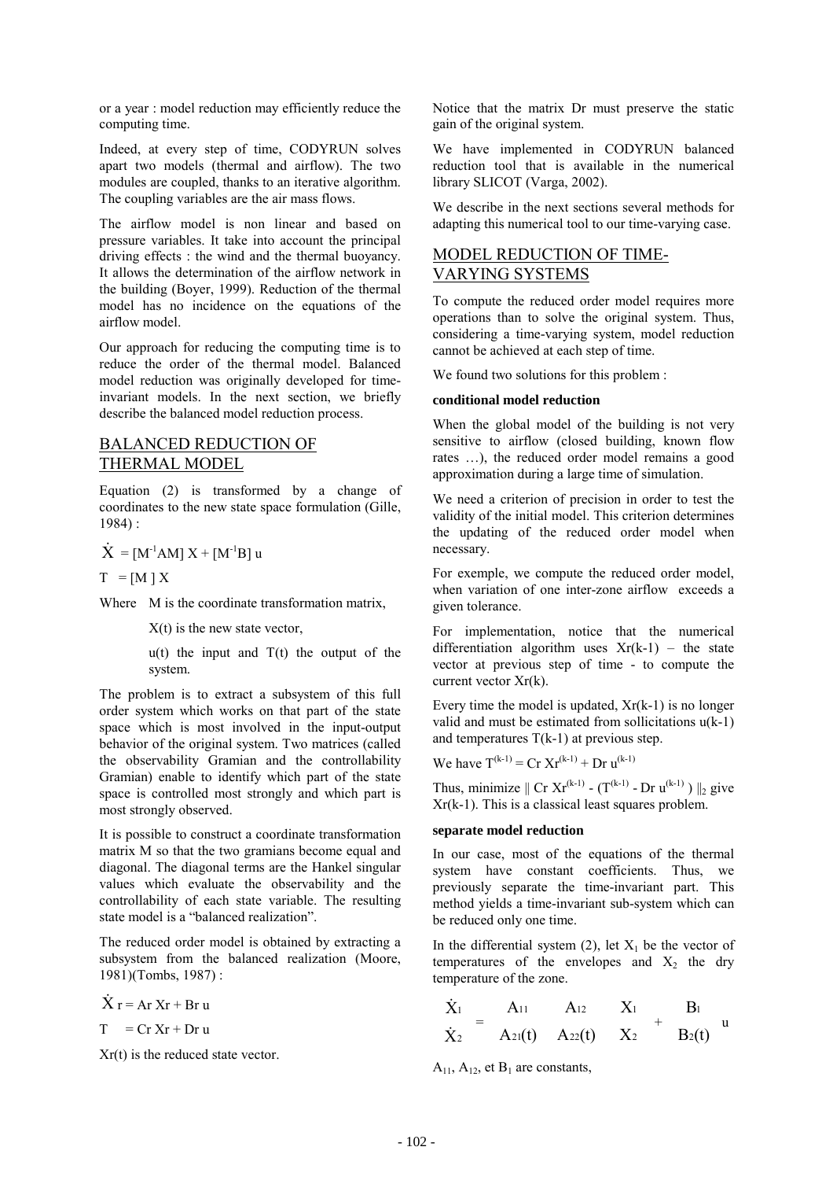or a year : model reduction may efficiently reduce the computing time.

Indeed, at every step of time, CODYRUN solves apart two models (thermal and airflow). The two modules are coupled, thanks to an iterative algorithm. The coupling variables are the air mass flows.

The airflow model is non linear and based on pressure variables. It take into account the principal driving effects : the wind and the thermal buoyancy. It allows the determination of the airflow network in the building (Boyer, 1999). Reduction of the thermal model has no incidence on the equations of the airflow model.

Our approach for reducing the computing time is to reduce the order of the thermal model. Balanced model reduction was originally developed for time-invariant models. In the next section, we briefly describe the balanced model reduction process.

## BALANCED REDUCTION OF THERMAL MODEL

Equation (2) is transformed by a change of coordinates to the new state space formulation (Gille, 1984) :

$$\dot{X} = [M^{-1}AM]\,X + [M^{-1}B]\,u$$

$$T = [M\,]\,X$$

Where M is the coordinate transformation matrix,

$X(t)$ is the new state vector,

$u(t)$ the input and $T(t)$ the output of the system.

The problem is to extract a subsystem of this full order system which works on that part of the state space which is most involved in the input-output behavior of the original system. Two matrices (called the observability Gramian and the controllability Gramian) enable to identify which part of the state space is controlled most strongly and which part is most strongly observed.

It is possible to construct a coordinate transformation matrix M so that the two gramians become equal and diagonal. The diagonal terms are the Hankel singular values which evaluate the observability and the controllability of each state variable. The resulting state model is a "balanced realization".

The reduced order model is obtained by extracting a subsystem from the balanced realization (Moore, 1981)(Tombs, 1987) :

$$\dot{X}r = Ar\,Xr + Br\,u$$

$$T = Cr\,Xr + Dr\,u$$

$Xr(t)$ is the reduced state vector.

Notice that the matrix Dr must preserve the static gain of the original system.

We have implemented in CODYRUN balanced reduction tool that is available in the numerical library SLICOT (Varga, 2002).

We describe in the next sections several methods for adapting this numerical tool to our time-varying case.

## MODEL REDUCTION OF TIME-VARYING SYSTEMS

To compute the reduced order model requires more operations than to solve the original system. Thus, considering a time-varying system, model reduction cannot be achieved at each step of time.

We found two solutions for this problem :

**conditional model reduction**

When the global model of the building is not very sensitive to airflow (closed building, known flow rates …), the reduced order model remains a good approximation during a large time of simulation.

We need a criterion of precision in order to test the validity of the initial model. This criterion determines the updating of the reduced order model when necessary.

For exemple, we compute the reduced order model, when variation of one inter-zone airflow exceeds a given tolerance.

For implementation, notice that the numerical differentiation algorithm uses $Xr(k-1)$ – the state vector at previous step of time - to compute the current vector $Xr(k)$.

Every time the model is updated, $Xr(k-1)$ is no longer valid and must be estimated from sollicitations $u(k-1)$ and temperatures $T(k-1)$ at previous step.

We have $T^{(k-1)} = Cr\,Xr^{(k-1)} + Dr\,u^{(k-1)}$

Thus, minimize $\| Cr\,Xr^{(k-1)} - (T^{(k-1)} - Dr\,u^{(k-1)}) \|_2$ give $Xr(k-1)$. This is a classical least squares problem.

**separate model reduction**

In our case, most of the equations of the thermal system have constant coefficients. Thus, we previously separate the time-invariant part. This method yields a time-invariant sub-system which can be reduced only one time.

In the differential system (2), let $X_1$ be the vector of temperatures of the envelopes and $X_2$ the dry temperature of the zone.

$$\begin{bmatrix} \dot{X}_1 \\ \dot{X}_2 \end{bmatrix} = \begin{bmatrix} A_{11} & A_{12} \\ A_{21}(t) & A_{22}(t) \end{bmatrix} \begin{bmatrix} X_1 \\ X_2 \end{bmatrix} + \begin{bmatrix} B_1 \\ B_2(t) \end{bmatrix} u$$

$A_{11}$, $A_{12}$, et $B_1$ are constants,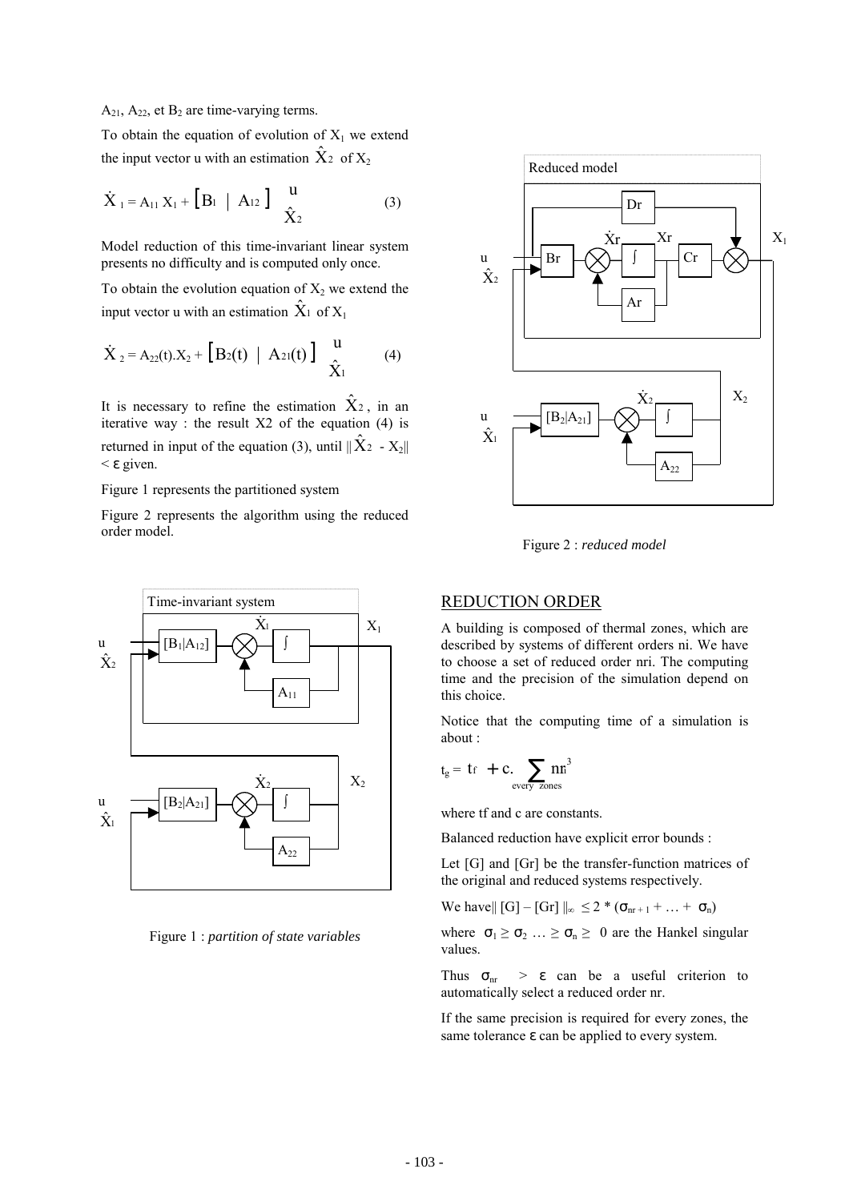$A_{21}$, $A_{22}$, et $B_2$ are time-varying terms.

To obtain the equation of evolution of $X_1$ we extend the input vector u with an estimation $\hat{X}_2$ of $X_2$

$$\dot{X}_1 = A_{11} X_1 + \left[ B_1 \mid A_{12} \right] \begin{matrix} u \\ \hat{X}_2 \end{matrix} \qquad (3)$$

Model reduction of this time-invariant linear system presents no difficulty and is computed only once.

To obtain the evolution equation of $X_2$ we extend the input vector u with an estimation $\hat{X}_1$ of $X_1$

$$\dot{X}_2 = A_{22}(t).X_2 + \left[ B_2(t) \mid A_{21}(t) \right] \begin{matrix} u \\ \hat{X}_1 \end{matrix} \qquad (4)$$

It is necessary to refine the estimation $\hat{X}_2$, in an iterative way : the result X2 of the equation (4) is returned in input of the equation (3), until $\| \hat{X}_2 - X_2 \| < \varepsilon$ given.

Figure 1 represents the partitioned system

Figure 2 represents the algorithm using the reduced order model.

Figure 1 : *partition of state variables*

Figure 2 : *reduced model*

## REDUCTION ORDER

A building is composed of thermal zones, which are described by systems of different orders ni. We have to choose a set of reduced order nri. The computing time and the precision of the simulation depend on this choice.

Notice that the computing time of a simulation is about :

$$t_g = t_f + c. \sum_{\text{every zones}} nri^3$$

where tf and c are constants.

Balanced reduction have explicit error bounds :

Let [G] and [Gr] be the transfer-function matrices of the original and reduced systems respectively.

We have $\| [G] - [Gr] \|_\infty \leq 2 * (\sigma_{nr+1} + \ldots + \sigma_n)$

where $\sigma_1 \geq \sigma_2 \ldots \geq \sigma_n \geq 0$ are the Hankel singular values.

Thus $\sigma_{nr} > \varepsilon$ can be a useful criterion to automatically select a reduced order nr.

If the same precision is required for every zones, the same tolerance $\varepsilon$ can be applied to every system.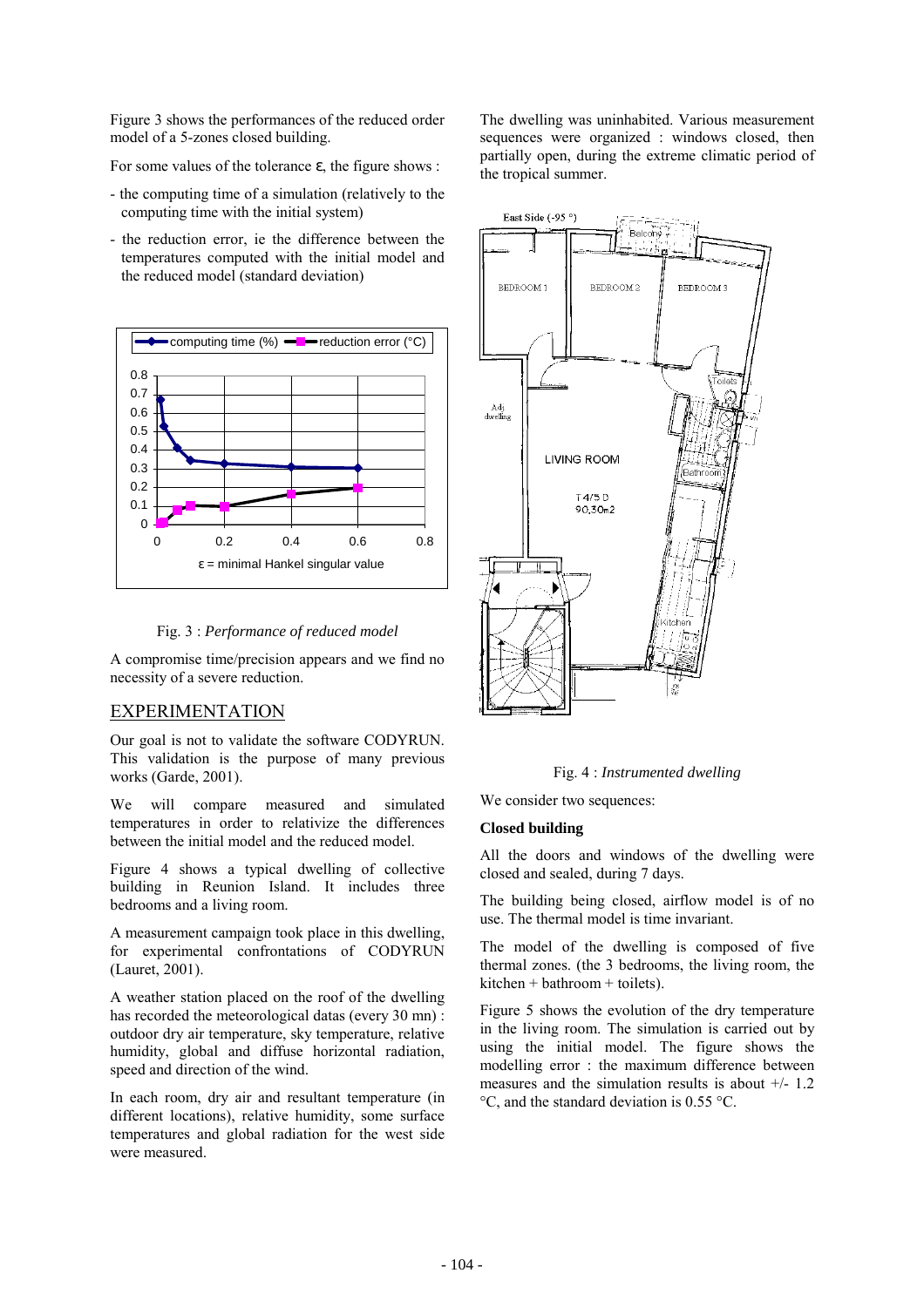Figure 3 shows the performances of the reduced order model of a 5-zones closed building.

For some values of the tolerance ε, the figure shows :

- the computing time of a simulation (relatively to the computing time with the initial system)
- the reduction error, ie the difference between the temperatures computed with the initial model and the reduced model (standard deviation)

Fig. 3 : *Performance of reduced model*

A compromise time/precision appears and we find no necessity of a severe reduction.

## EXPERIMENTATION

Our goal is not to validate the software CODYRUN. This validation is the purpose of many previous works (Garde, 2001).

We will compare measured and simulated temperatures in order to relativize the differences between the initial model and the reduced model.

Figure 4 shows a typical dwelling of collective building in Reunion Island. It includes three bedrooms and a living room.

A measurement campaign took place in this dwelling, for experimental confrontations of CODYRUN (Lauret, 2001).

A weather station placed on the roof of the dwelling has recorded the meteorological datas (every 30 mn) : outdoor dry air temperature, sky temperature, relative humidity, global and diffuse horizontal radiation, speed and direction of the wind.

In each room, dry air and resultant temperature (in different locations), relative humidity, some surface temperatures and global radiation for the west side were measured.

The dwelling was uninhabited. Various measurement sequences were organized : windows closed, then partially open, during the extreme climatic period of the tropical summer.

Fig. 4 : *Instrumented dwelling*

We consider two sequences:

**Closed building**

All the doors and windows of the dwelling were closed and sealed, during 7 days.

The building being closed, airflow model is of no use. The thermal model is time invariant.

The model of the dwelling is composed of five thermal zones. (the 3 bedrooms, the living room, the kitchen + bathroom + toilets).

Figure 5 shows the evolution of the dry temperature in the living room. The simulation is carried out by using the initial model. The figure shows the modelling error : the maximum difference between measures and the simulation results is about +/- 1.2 °C, and the standard deviation is 0.55 °C.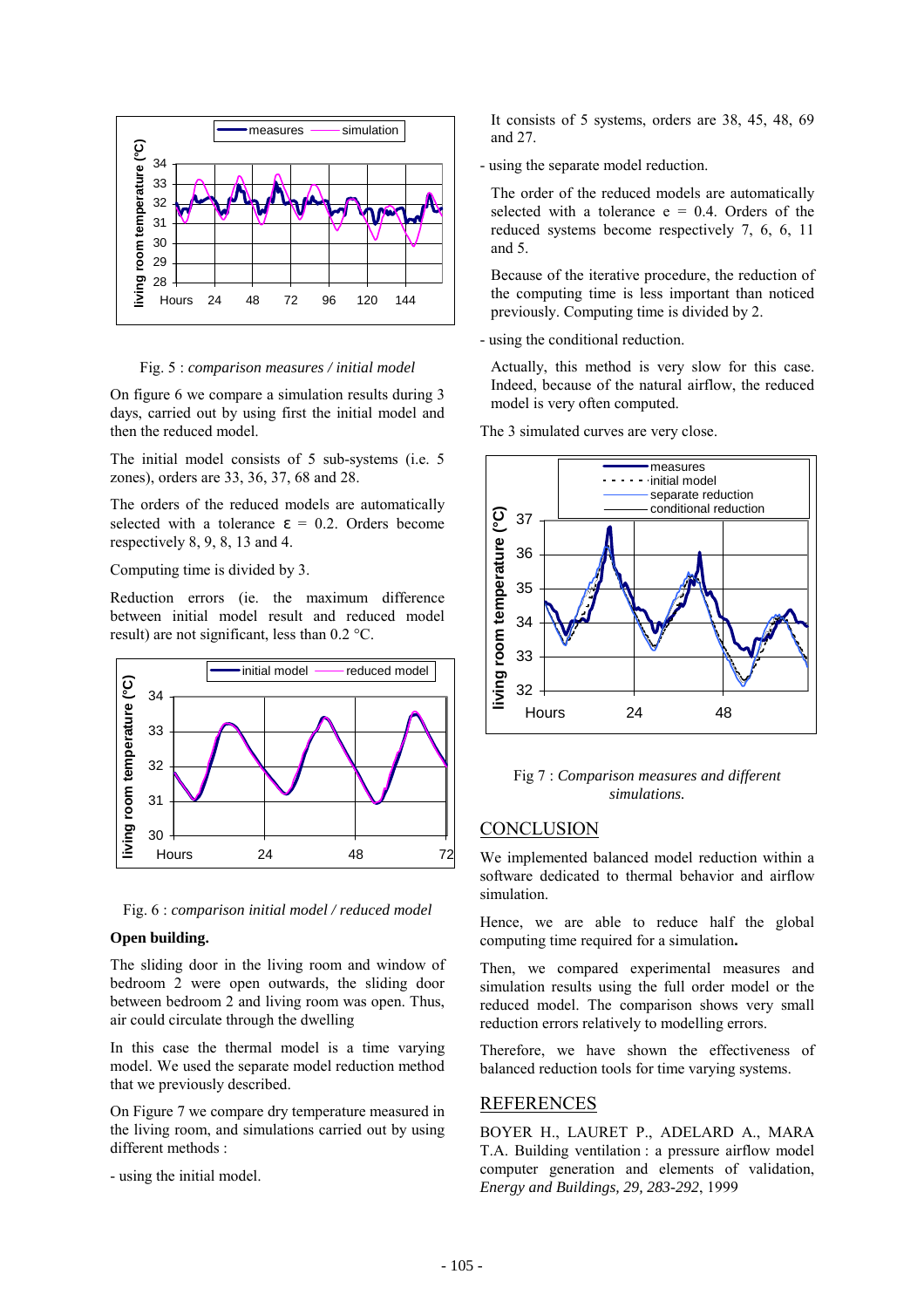Fig. 5 : *comparison measures / initial model*

On figure 6 we compare a simulation results during 3 days, carried out by using first the initial model and then the reduced model.

The initial model consists of 5 sub-systems (i.e. 5 zones), orders are 33, 36, 37, 68 and 28.

The orders of the reduced models are automatically selected with a tolerance $\varepsilon = 0.2$. Orders become respectively 8, 9, 8, 13 and 4.

Computing time is divided by 3.

Reduction errors (ie. the maximum difference between initial model result and reduced model result) are not significant, less than 0.2 °C.

Fig. 6 : *comparison initial model / reduced model*

**Open building.**

The sliding door in the living room and window of bedroom 2 were open outwards, the sliding door between bedroom 2 and living room was open. Thus, air could circulate through the dwelling

In this case the thermal model is a time varying model. We used the separate model reduction method that we previously described.

On Figure 7 we compare dry temperature measured in the living room, and simulations carried out by using different methods :

- using the initial model.

It consists of 5 systems, orders are 38, 45, 48, 69 and 27.

- using the separate model reduction.

The order of the reduced models are automatically selected with a tolerance e = 0.4. Orders of the reduced systems become respectively 7, 6, 6, 11 and 5.

Because of the iterative procedure, the reduction of the computing time is less important than noticed previously. Computing time is divided by 2.

- using the conditional reduction.

Actually, this method is very slow for this case. Indeed, because of the natural airflow, the reduced model is very often computed.

The 3 simulated curves are very close.

Fig 7 : *Comparison measures and different simulations.*

## CONCLUSION

We implemented balanced model reduction within a software dedicated to thermal behavior and airflow simulation.

Hence, we are able to reduce half the global computing time required for a simulation**.**

Then, we compared experimental measures and simulation results using the full order model or the reduced model. The comparison shows very small reduction errors relatively to modelling errors.

Therefore, we have shown the effectiveness of balanced reduction tools for time varying systems.

## REFERENCES

BOYER H., LAURET P., ADELARD A., MARA T.A. Building ventilation : a pressure airflow model computer generation and elements of validation, *Energy and Buildings, 29, 283-292*, 1999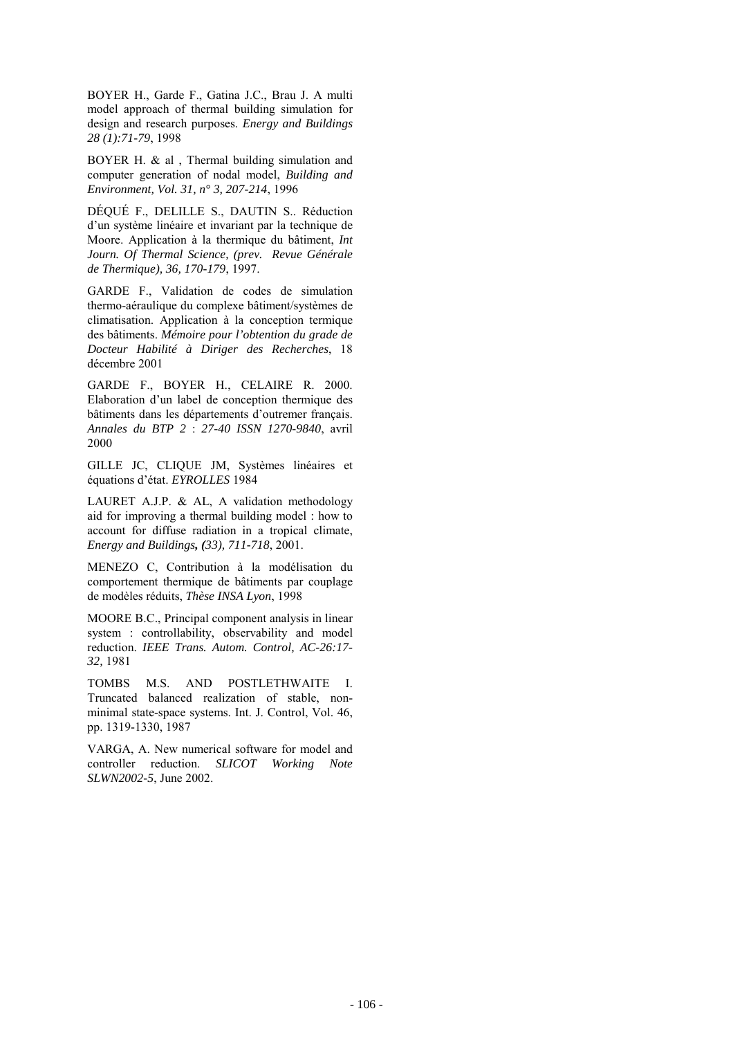BOYER H., Garde F., Gatina J.C., Brau J. A multi model approach of thermal building simulation for design and research purposes. *Energy and Buildings 28 (1):71-79*, 1998

BOYER H. & al , Thermal building simulation and computer generation of nodal model, *Building and Environment, Vol. 31, n° 3, 207-214*, 1996

DÉQUÉ F., DELILLE S., DAUTIN S.. Réduction d'un système linéaire et invariant par la technique de Moore. Application à la thermique du bâtiment, *Int Journ. Of Thermal Science, (prev. Revue Générale de Thermique), 36, 170-179*, 1997.

GARDE F., Validation de codes de simulation thermo-aéraulique du complexe bâtiment/systèmes de climatisation. Application à la conception termique des bâtiments. *Mémoire pour l'obtention du grade de Docteur Habilité à Diriger des Recherches*, 18 décembre 2001

GARDE F., BOYER H., CELAIRE R. 2000. Elaboration d'un label de conception thermique des bâtiments dans les départements d'outremer français. *Annales du BTP 2* : *27-40 ISSN 1270-9840*, avril 2000

GILLE JC, CLIQUE JM, Systèmes linéaires et équations d'état. *EYROLLES* 1984

LAURET A.J.P. & AL, A validation methodology aid for improving a thermal building model : how to account for diffuse radiation in a tropical climate, *Energy and Buildings, (33), 711-718*, 2001.

MENEZO C, Contribution à la modélisation du comportement thermique de bâtiments par couplage de modèles réduits, *Thèse INSA Lyon*, 1998

MOORE B.C., Principal component analysis in linear system : controllability, observability and model reduction. *IEEE Trans. Autom. Control, AC-26:17-32,* 1981

TOMBS M.S. AND POSTLETHWAITE I. Truncated balanced realization of stable, non-minimal state-space systems. Int. J. Control, Vol. 46, pp. 1319-1330, 1987

VARGA, A. New numerical software for model and controller reduction. *SLICOT Working Note SLWN2002-5*, June 2002.